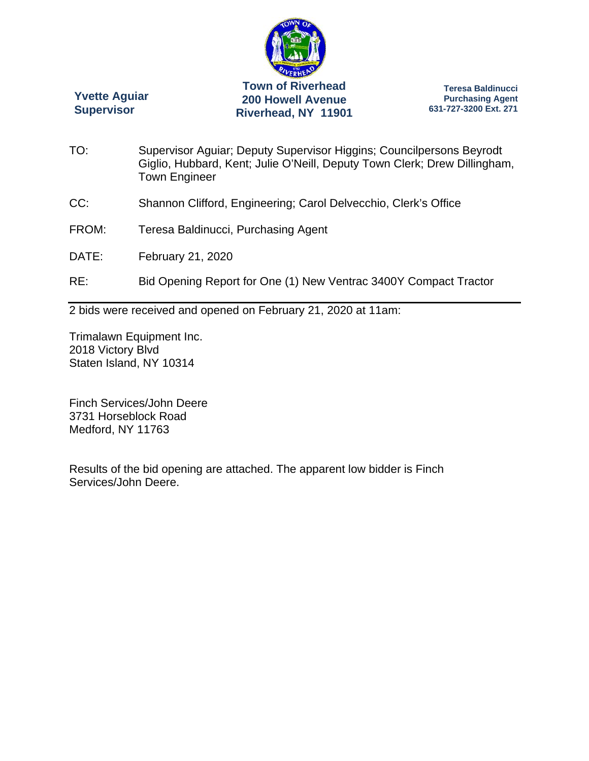**Yvette Aguiar**
**Supervisor**

**Town of Riverhead**
**200 Howell Avenue**
**Riverhead, NY 11901**

**Teresa Baldinucci**
**Purchasing Agent**
**631-727-3200 Ext. 271**

TO: Supervisor Aguiar; Deputy Supervisor Higgins; Councilpersons Beyrodt Giglio, Hubbard, Kent; Julie O'Neill, Deputy Town Clerk; Drew Dillingham, Town Engineer

CC: Shannon Clifford, Engineering; Carol Delvecchio, Clerk's Office

FROM: Teresa Baldinucci, Purchasing Agent

DATE: February 21, 2020

RE: Bid Opening Report for One (1) New Ventrac 3400Y Compact Tractor

---

2 bids were received and opened on February 21, 2020 at 11am:

Trimalawn Equipment Inc.
2018 Victory Blvd
Staten Island, NY 10314

Finch Services/John Deere
3731 Horseblock Road
Medford, NY 11763

Results of the bid opening are attached. The apparent low bidder is Finch Services/John Deere.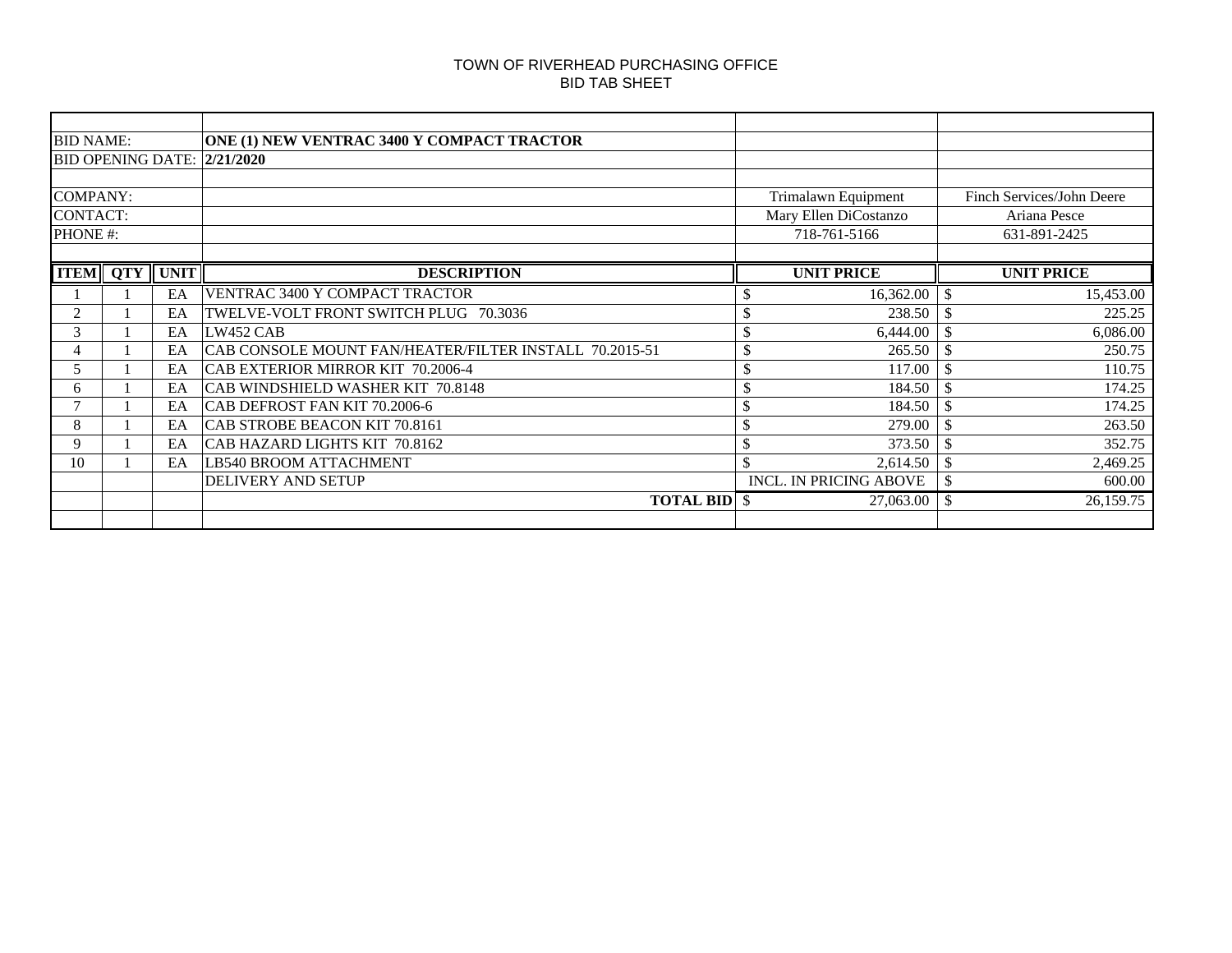TOWN OF RIVERHEAD PURCHASING OFFICE
BID TAB SHEET

| | | | | | |
|---|---|---|---|---|---|
| BID NAME: | | | **ONE (1) NEW VENTRAC 3400 Y COMPACT TRACTOR** | | |
| BID OPENING DATE: | | | **2/21/2020** | | |
| | | | | | |
| COMPANY: | | | | Trimalawn Equipment | Finch Services/John Deere |
| CONTACT: | | | | Mary Ellen DiCostanzo | Ariana Pesce |
| PHONE #: | | | | 718-761-5166 | 631-891-2425 |
| | | | | | |
| **ITEM** | **QTY** | **UNIT** | **DESCRIPTION** | **UNIT PRICE** | **UNIT PRICE** |
| 1 | 1 | EA | VENTRAC 3400 Y COMPACT TRACTOR | $ 16,362.00 | $ 15,453.00 |
| 2 | 1 | EA | TWELVE-VOLT FRONT SWITCH PLUG 70.3036 | $ 238.50 | $ 225.25 |
| 3 | 1 | EA | LW452 CAB | $ 6,444.00 | $ 6,086.00 |
| 4 | 1 | EA | CAB CONSOLE MOUNT FAN/HEATER/FILTER INSTALL 70.2015-51 | $ 265.50 | $ 250.75 |
| 5 | 1 | EA | CAB EXTERIOR MIRROR KIT 70.2006-4 | $ 117.00 | $ 110.75 |
| 6 | 1 | EA | CAB WINDSHIELD WASHER KIT 70.8148 | $ 184.50 | $ 174.25 |
| 7 | 1 | EA | CAB DEFROST FAN KIT 70.2006-6 | $ 184.50 | $ 174.25 |
| 8 | 1 | EA | CAB STROBE BEACON KIT 70.8161 | $ 279.00 | $ 263.50 |
| 9 | 1 | EA | CAB HAZARD LIGHTS KIT 70.8162 | $ 373.50 | $ 352.75 |
| 10 | 1 | EA | LB540 BROOM ATTACHMENT | $ 2,614.50 | $ 2,469.25 |
| | | | DELIVERY AND SETUP | INCL. IN PRICING ABOVE | $ 600.00 |
| | | | **TOTAL BID** | $ 27,063.00 | $ 26,159.75 |
| | | | | | |